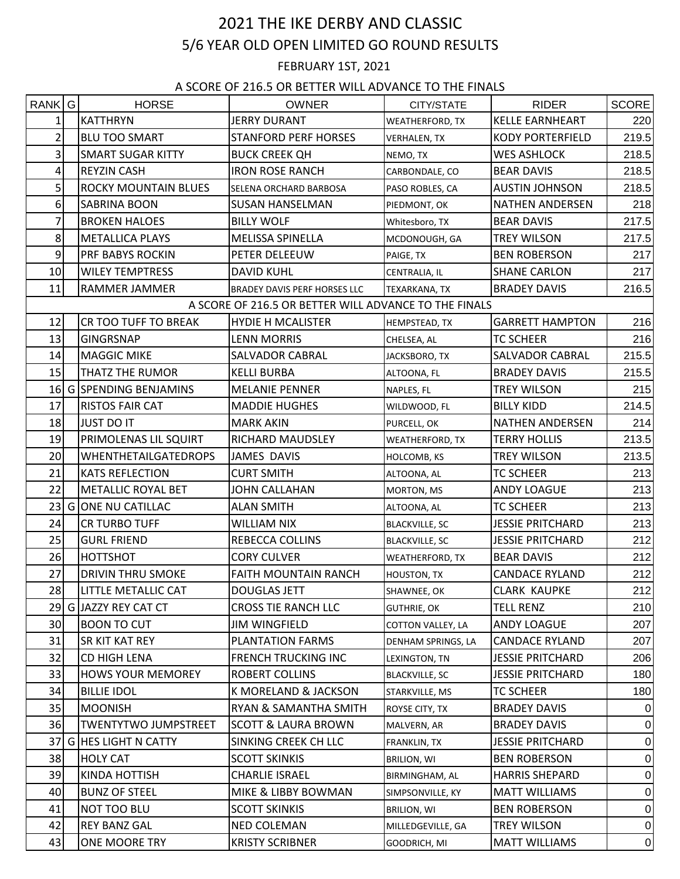# 2021 THE IKE DERBY AND CLASSIC

## 5/6 YEAR OLD OPEN LIMITED GO ROUND RESULTS

FEBRUARY 1ST, 2021

A SCORE OF 216.5 OR BETTER WILL ADVANCE TO THE FINALS

| RANK | G | HORSE | OWNER | CITY/STATE | RIDER | SCORE |
|---|---|---|---|---|---|---|
| 1 | | KATTHRYN | JERRY DURANT | WEATHERFORD, TX | KELLE EARNHEART | 220 |
| 2 | | BLU TOO SMART | STANFORD PERF HORSES | VERHALEN, TX | KODY PORTERFIELD | 219.5 |
| 3 | | SMART SUGAR KITTY | BUCK CREEK QH | NEMO, TX | WES ASHLOCK | 218.5 |
| 4 | | REYZIN CASH | IRON ROSE RANCH | CARBONDALE, CO | BEAR DAVIS | 218.5 |
| 5 | | ROCKY MOUNTAIN BLUES | SELENA ORCHARD BARBOSA | PASO ROBLES, CA | AUSTIN JOHNSON | 218.5 |
| 6 | | SABRINA BOON | SUSAN HANSELMAN | PIEDMONT, OK | NATHEN ANDERSEN | 218 |
| 7 | | BROKEN HALOES | BILLY WOLF | Whitesboro, TX | BEAR DAVIS | 217.5 |
| 8 | | METALLICA PLAYS | MELISSA SPINELLA | MCDONOUGH, GA | TREY WILSON | 217.5 |
| 9 | | PRF BABYS ROCKIN | PETER DELEEUW | PAIGE, TX | BEN ROBERSON | 217 |
| 10 | | WILEY TEMPTRESS | DAVID KUHL | CENTRALIA, IL | SHANE CARLON | 217 |
| 11 | | RAMMER JAMMER | BRADEY DAVIS PERF HORSES LLC | TEXARKANA, TX | BRADEY DAVIS | 216.5 |
| | | A SCORE OF 216.5 OR BETTER WILL ADVANCE TO THE FINALS | | | | |
| 12 | | CR TOO TUFF TO BREAK | HYDIE H MCALISTER | HEMPSTEAD, TX | GARRETT HAMPTON | 216 |
| 13 | | GINGRSNAP | LENN MORRIS | CHELSEA, AL | TC SCHEER | 216 |
| 14 | | MAGGIC MIKE | SALVADOR CABRAL | JACKSBORO, TX | SALVADOR CABRAL | 215.5 |
| 15 | | THATZ THE RUMOR | KELLI BURBA | ALTOONA, FL | BRADEY DAVIS | 215.5 |
| 16 | G | SPENDING BENJAMINS | MELANIE PENNER | NAPLES, FL | TREY WILSON | 215 |
| 17 | | RISTOS FAIR CAT | MADDIE HUGHES | WILDWOOD, FL | BILLY KIDD | 214.5 |
| 18 | | JUST DO IT | MARK AKIN | PURCELL, OK | NATHEN ANDERSEN | 214 |
| 19 | | PRIMOLENAS LIL SQUIRT | RICHARD MAUDSLEY | WEATHERFORD, TX | TERRY HOLLIS | 213.5 |
| 20 | | WHENTHETAILGATEDROPS | JAMES DAVIS | HOLCOMB, KS | TREY WILSON | 213.5 |
| 21 | | KATS REFLECTION | CURT SMITH | ALTOONA, AL | TC SCHEER | 213 |
| 22 | | METALLIC ROYAL BET | JOHN CALLAHAN | MORTON, MS | ANDY LOAGUE | 213 |
| 23 | G | ONE NU CATILLAC | ALAN SMITH | ALTOONA, AL | TC SCHEER | 213 |
| 24 | | CR TURBO TUFF | WILLIAM NIX | BLACKVILLE, SC | JESSIE PRITCHARD | 213 |
| 25 | | GURL FRIEND | REBECCA COLLINS | BLACKVILLE, SC | JESSIE PRITCHARD | 212 |
| 26 | | HOTTSHOT | CORY CULVER | WEATHERFORD, TX | BEAR DAVIS | 212 |
| 27 | | DRIVIN THRU SMOKE | FAITH MOUNTAIN RANCH | HOUSTON, TX | CANDACE RYLAND | 212 |
| 28 | | LITTLE METALLIC CAT | DOUGLAS JETT | SHAWNEE, OK | CLARK KAUPKE | 212 |
| 29 | G | JAZZY REY CAT CT | CROSS TIE RANCH LLC | GUTHRIE, OK | TELL RENZ | 210 |
| 30 | | BOON TO CUT | JIM WINGFIELD | COTTON VALLEY, LA | ANDY LOAGUE | 207 |
| 31 | | SR KIT KAT REY | PLANTATION FARMS | DENHAM SPRINGS, LA | CANDACE RYLAND | 207 |
| 32 | | CD HIGH LENA | FRENCH TRUCKING INC | LEXINGTON, TN | JESSIE PRITCHARD | 206 |
| 33 | | HOWS YOUR MEMOREY | ROBERT COLLINS | BLACKVILLE, SC | JESSIE PRITCHARD | 180 |
| 34 | | BILLIE IDOL | K MORELAND & JACKSON | STARKVILLE, MS | TC SCHEER | 180 |
| 35 | | MOONISH | RYAN & SAMANTHA SMITH | ROYSE CITY, TX | BRADEY DAVIS | 0 |
| 36 | | TWENTYTWO JUMPSTREET | SCOTT & LAURA BROWN | MALVERN, AR | BRADEY DAVIS | 0 |
| 37 | G | HES LIGHT N CATTY | SINKING CREEK CH LLC | FRANKLIN, TX | JESSIE PRITCHARD | 0 |
| 38 | | HOLY CAT | SCOTT SKINKIS | BRILION, WI | BEN ROBERSON | 0 |
| 39 | | KINDA HOTTISH | CHARLIE ISRAEL | BIRMINGHAM, AL | HARRIS SHEPARD | 0 |
| 40 | | BUNZ OF STEEL | MIKE & LIBBY BOWMAN | SIMPSONVILLE, KY | MATT WILLIAMS | 0 |
| 41 | | NOT TOO BLU | SCOTT SKINKIS | BRILION, WI | BEN ROBERSON | 0 |
| 42 | | REY BANZ GAL | NED COLEMAN | MILLEDGEVILLE, GA | TREY WILSON | 0 |
| 43 | | ONE MOORE TRY | KRISTY SCRIBNER | GOODRICH, MI | MATT WILLIAMS | 0 |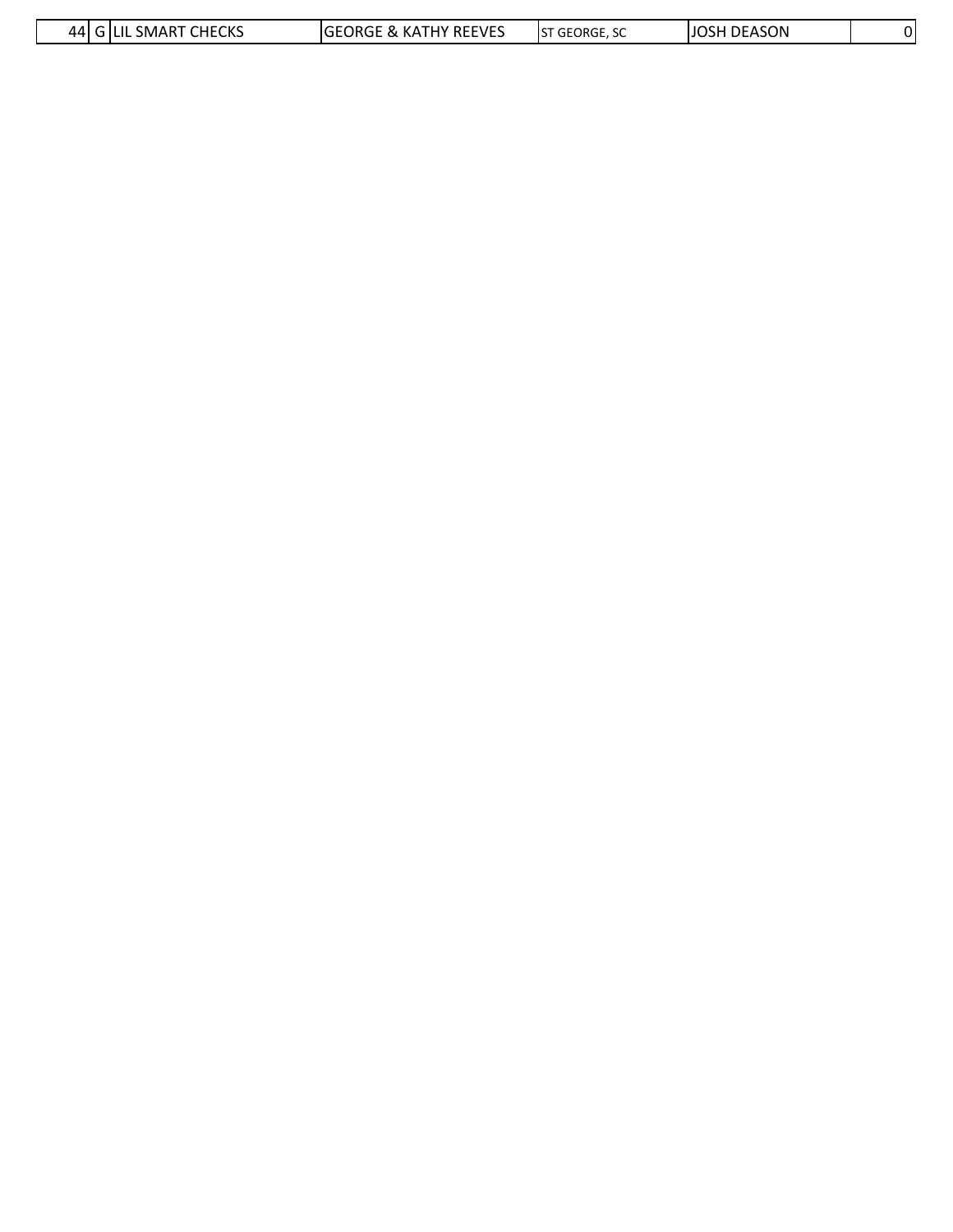| | | | | | | |
|---|---|---|---|---|---|---|
| 44 | G | LIL SMART CHECKS | GEORGE & KATHY REEVES | ST GEORGE, SC | JOSH DEASON | 0 |